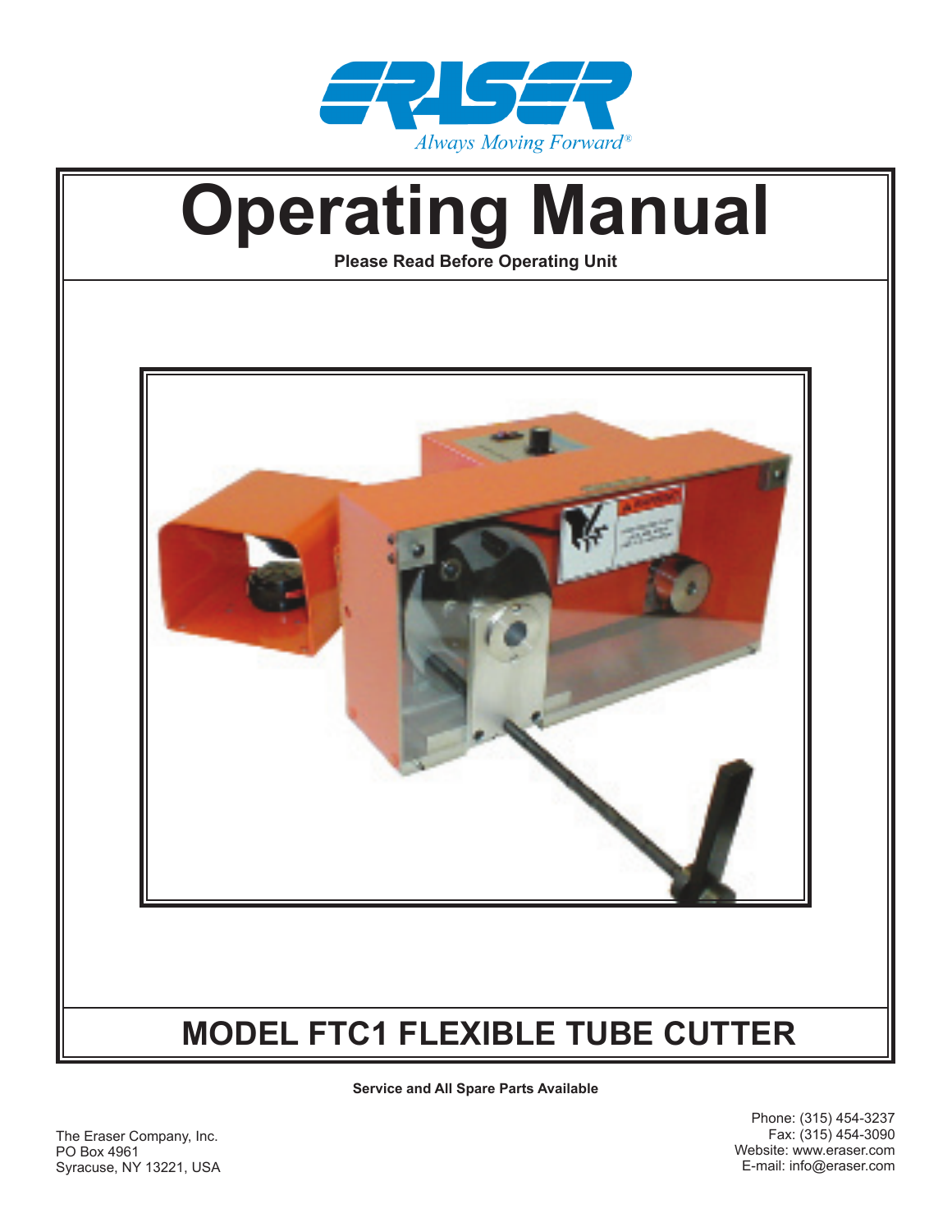ERASER

*Always Moving Forward®*

# Operating Manual

**Please Read Before Operating Unit**

## MODEL FTC1 FLEXIBLE TUBE CUTTER

**Service and All Spare Parts Available**

The Eraser Company, Inc.
PO Box 4961
Syracuse, NY 13221, USA

Phone: (315) 454-3237
Fax: (315) 454-3090
Website: www.eraser.com
E-mail: info@eraser.com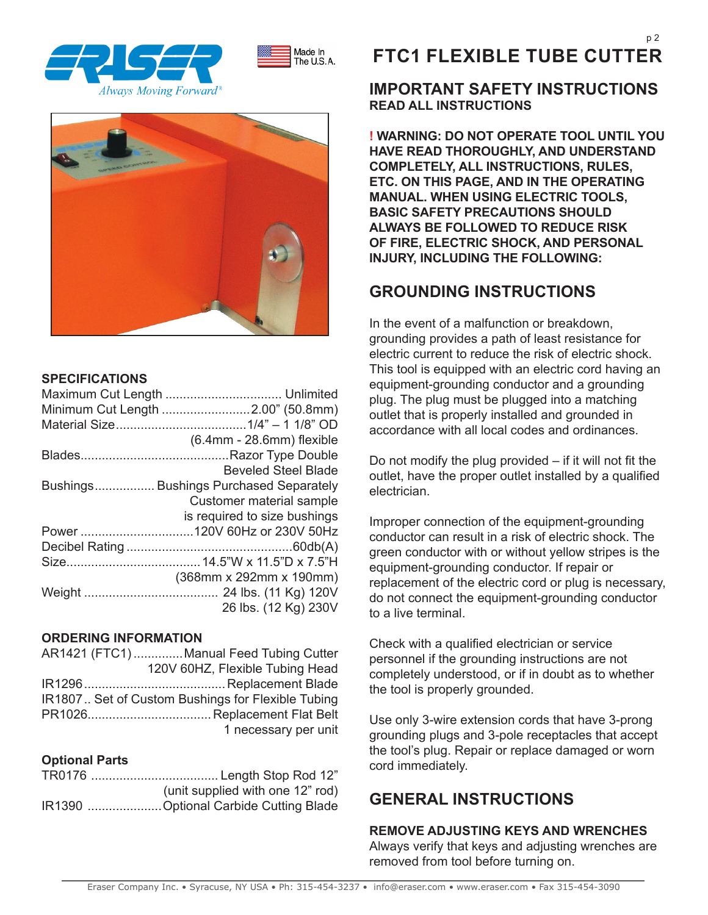Made In The U.S.A.

## SPECIFICATIONS

| | |
|---|---|
| Maximum Cut Length | Unlimited |
| Minimum Cut Length | 2.00" (50.8mm) |
| Material Size | 1/4" – 1 1/8" OD (6.4mm - 28.6mm) flexible |
| Blades | Razor Type Double Beveled Steel Blade |
| Bushings | Bushings Purchased Separately Customer material sample is required to size bushings |
| Power | 120V 60Hz or 230V 50Hz |
| Decibel Rating | 60db(A) |
| Size | 14.5"W x 11.5"D x 7.5"H (368mm x 292mm x 190mm) |
| Weight | 24 lbs. (11 Kg) 120V 26 lbs. (12 Kg) 230V |

## ORDERING INFORMATION

| | |
|---|---|
| AR1421 (FTC1) | Manual Feed Tubing Cutter 120V 60HZ, Flexible Tubing Head |
| IR1296 | Replacement Blade |
| IR1807 | Set of Custom Bushings for Flexible Tubing |
| PR1026 | Replacement Flat Belt 1 necessary per unit |

## Optional Parts

| | |
|---|---|
| TR0176 | Length Stop Rod 12" (unit supplied with one 12" rod) |
| IR1390 | Optional Carbide Cutting Blade |

# FTC1 FLEXIBLE TUBE CUTTER

## IMPORTANT SAFETY INSTRUCTIONS

**READ ALL INSTRUCTIONS**

**! WARNING: DO NOT OPERATE TOOL UNTIL YOU HAVE READ THOROUGHLY, AND UNDERSTAND COMPLETELY, ALL INSTRUCTIONS, RULES, ETC. ON THIS PAGE, AND IN THE OPERATING MANUAL. WHEN USING ELECTRIC TOOLS, BASIC SAFETY PRECAUTIONS SHOULD ALWAYS BE FOLLOWED TO REDUCE RISK OF FIRE, ELECTRIC SHOCK, AND PERSONAL INJURY, INCLUDING THE FOLLOWING:**

## GROUNDING INSTRUCTIONS

In the event of a malfunction or breakdown, grounding provides a path of least resistance for electric current to reduce the risk of electric shock. This tool is equipped with an electric cord having an equipment-grounding conductor and a grounding plug. The plug must be plugged into a matching outlet that is properly installed and grounded in accordance with all local codes and ordinances.

Do not modify the plug provided – if it will not fit the outlet, have the proper outlet installed by a qualified electrician.

Improper connection of the equipment-grounding conductor can result in a risk of electric shock. The green conductor with or without yellow stripes is the equipment-grounding conductor. If repair or replacement of the electric cord or plug is necessary, do not connect the equipment-grounding conductor to a live terminal.

Check with a qualified electrician or service personnel if the grounding instructions are not completely understood, or if in doubt as to whether the tool is properly grounded.

Use only 3-wire extension cords that have 3-prong grounding plugs and 3-pole receptacles that accept the tool's plug. Repair or replace damaged or worn cord immediately.

## GENERAL INSTRUCTIONS

**REMOVE ADJUSTING KEYS AND WRENCHES**

Always verify that keys and adjusting wrenches are removed from tool before turning on.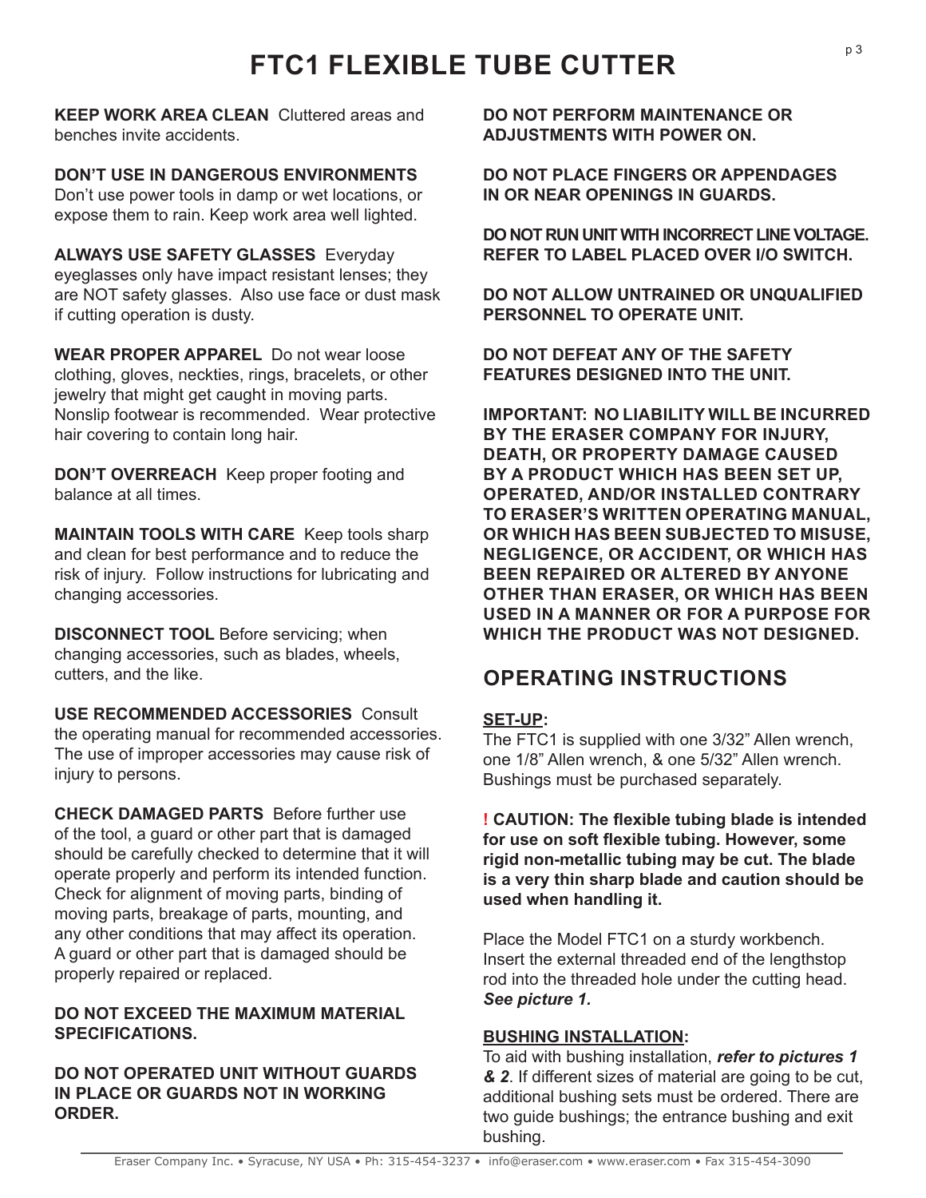# FTC1 FLEXIBLE TUBE CUTTER

**KEEP WORK AREA CLEAN** Cluttered areas and benches invite accidents.

**DON'T USE IN DANGEROUS ENVIRONMENTS** Don't use power tools in damp or wet locations, or expose them to rain. Keep work area well lighted.

**ALWAYS USE SAFETY GLASSES** Everyday eyeglasses only have impact resistant lenses; they are NOT safety glasses. Also use face or dust mask if cutting operation is dusty.

**WEAR PROPER APPAREL** Do not wear loose clothing, gloves, neckties, rings, bracelets, or other jewelry that might get caught in moving parts. Nonslip footwear is recommended. Wear protective hair covering to contain long hair.

**DON'T OVERREACH** Keep proper footing and balance at all times.

**MAINTAIN TOOLS WITH CARE** Keep tools sharp and clean for best performance and to reduce the risk of injury. Follow instructions for lubricating and changing accessories.

**DISCONNECT TOOL** Before servicing; when changing accessories, such as blades, wheels, cutters, and the like.

**USE RECOMMENDED ACCESSORIES** Consult the operating manual for recommended accessories. The use of improper accessories may cause risk of injury to persons.

**CHECK DAMAGED PARTS** Before further use of the tool, a guard or other part that is damaged should be carefully checked to determine that it will operate properly and perform its intended function. Check for alignment of moving parts, binding of moving parts, breakage of parts, mounting, and any other conditions that may affect its operation. A guard or other part that is damaged should be properly repaired or replaced.

**DO NOT EXCEED THE MAXIMUM MATERIAL SPECIFICATIONS.**

**DO NOT OPERATED UNIT WITHOUT GUARDS IN PLACE OR GUARDS NOT IN WORKING ORDER.**

**DO NOT PERFORM MAINTENANCE OR ADJUSTMENTS WITH POWER ON.**

**DO NOT PLACE FINGERS OR APPENDAGES IN OR NEAR OPENINGS IN GUARDS.**

**DO NOT RUN UNIT WITH INCORRECT LINE VOLTAGE. REFER TO LABEL PLACED OVER I/O SWITCH.**

**DO NOT ALLOW UNTRAINED OR UNQUALIFIED PERSONNEL TO OPERATE UNIT.**

**DO NOT DEFEAT ANY OF THE SAFETY FEATURES DESIGNED INTO THE UNIT.**

**IMPORTANT: NO LIABILITY WILL BE INCURRED BY THE ERASER COMPANY FOR INJURY, DEATH, OR PROPERTY DAMAGE CAUSED BY A PRODUCT WHICH HAS BEEN SET UP, OPERATED, AND/OR INSTALLED CONTRARY TO ERASER'S WRITTEN OPERATING MANUAL, OR WHICH HAS BEEN SUBJECTED TO MISUSE, NEGLIGENCE, OR ACCIDENT, OR WHICH HAS BEEN REPAIRED OR ALTERED BY ANYONE OTHER THAN ERASER, OR WHICH HAS BEEN USED IN A MANNER OR FOR A PURPOSE FOR WHICH THE PRODUCT WAS NOT DESIGNED.**

## OPERATING INSTRUCTIONS

**SET-UP:**

The FTC1 is supplied with one 3/32" Allen wrench, one 1/8" Allen wrench, & one 5/32" Allen wrench. Bushings must be purchased separately.

**! CAUTION: The flexible tubing blade is intended for use on soft flexible tubing. However, some rigid non-metallic tubing may be cut. The blade is a very thin sharp blade and caution should be used when handling it.**

Place the Model FTC1 on a sturdy workbench. Insert the external threaded end of the lengthstop rod into the threaded hole under the cutting head. ***See picture 1.***

**BUSHING INSTALLATION:**

To aid with bushing installation, ***refer to pictures 1 & 2***. If different sizes of material are going to be cut, additional bushing sets must be ordered. There are two guide bushings; the entrance bushing and exit bushing.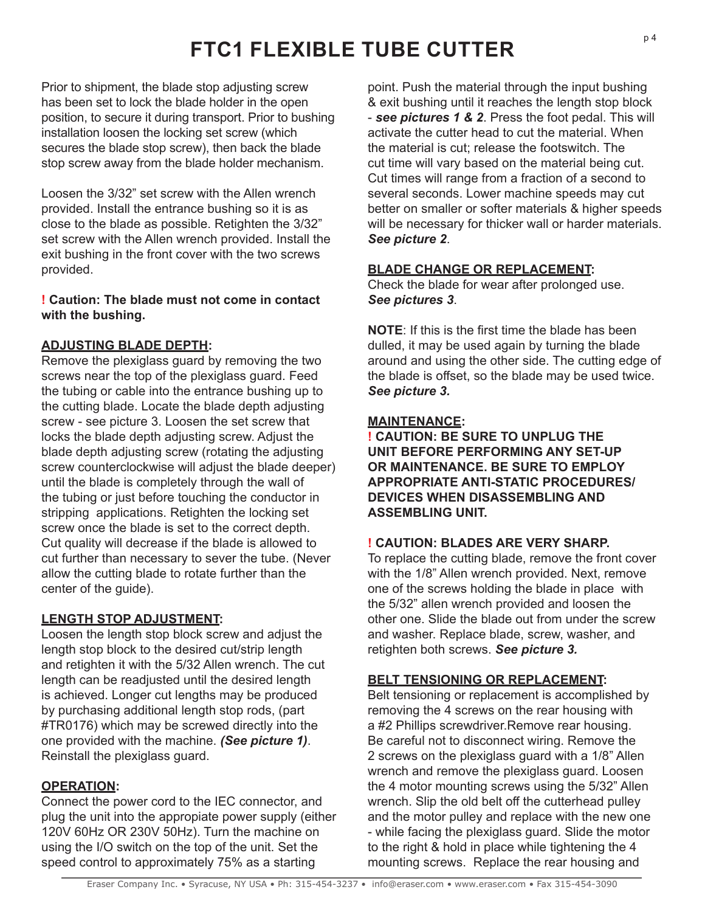# FTC1 FLEXIBLE TUBE CUTTER

Prior to shipment, the blade stop adjusting screw has been set to lock the blade holder in the open position, to secure it during transport. Prior to bushing installation loosen the locking set screw (which secures the blade stop screw), then back the blade stop screw away from the blade holder mechanism.

Loosen the 3/32" set screw with the Allen wrench provided. Install the entrance bushing so it is as close to the blade as possible. Retighten the 3/32" set screw with the Allen wrench provided. Install the exit bushing in the front cover with the two screws provided.

**! Caution: The blade must not come in contact with the bushing.**

**ADJUSTING BLADE DEPTH:**
Remove the plexiglass guard by removing the two screws near the top of the plexiglass guard. Feed the tubing or cable into the entrance bushing up to the cutting blade. Locate the blade depth adjusting screw - see picture 3. Loosen the set screw that locks the blade depth adjusting screw. Adjust the blade depth adjusting screw (rotating the adjusting screw counterclockwise will adjust the blade deeper) until the blade is completely through the wall of the tubing or just before touching the conductor in stripping applications. Retighten the locking set screw once the blade is set to the correct depth. Cut quality will decrease if the blade is allowed to cut further than necessary to sever the tube. (Never allow the cutting blade to rotate further than the center of the guide).

**LENGTH STOP ADJUSTMENT:**
Loosen the length stop block screw and adjust the length stop block to the desired cut/strip length and retighten it with the 5/32 Allen wrench. The cut length can be readjusted until the desired length is achieved. Longer cut lengths may be produced by purchasing additional length stop rods, (part #TR0176) which may be screwed directly into the one provided with the machine. ***(See picture 1)***. Reinstall the plexiglass guard.

**OPERATION:**
Connect the power cord to the IEC connector, and plug the unit into the appropiate power supply (either 120V 60Hz OR 230V 50Hz). Turn the machine on using the I/O switch on the top of the unit. Set the speed control to approximately 75% as a starting point. Push the material through the input bushing & exit bushing until it reaches the length stop block - ***see pictures 1 & 2***. Press the foot pedal. This will activate the cutter head to cut the material. When the material is cut; release the footswitch. The cut time will vary based on the material being cut. Cut times will range from a fraction of a second to several seconds. Lower machine speeds may cut better on smaller or softer materials & higher speeds will be necessary for thicker wall or harder materials. ***See picture 2***.

**BLADE CHANGE OR REPLACEMENT:**
Check the blade for wear after prolonged use. ***See pictures 3***.

**NOTE**: If this is the first time the blade has been dulled, it may be used again by turning the blade around and using the other side. The cutting edge of the blade is offset, so the blade may be used twice. ***See picture 3.***

**MAINTENANCE:**
**! CAUTION: BE SURE TO UNPLUG THE UNIT BEFORE PERFORMING ANY SET-UP OR MAINTENANCE. BE SURE TO EMPLOY APPROPRIATE ANTI-STATIC PROCEDURES/ DEVICES WHEN DISASSEMBLING AND ASSEMBLING UNIT.**

**! CAUTION: BLADES ARE VERY SHARP.**
To replace the cutting blade, remove the front cover with the 1/8" Allen wrench provided. Next, remove one of the screws holding the blade in place with the 5/32" allen wrench provided and loosen the other one. Slide the blade out from under the screw and washer. Replace blade, screw, washer, and retighten both screws. ***See picture 3.***

**BELT TENSIONING OR REPLACEMENT:**
Belt tensioning or replacement is accomplished by removing the 4 screws on the rear housing with a #2 Phillips screwdriver.Remove rear housing. Be careful not to disconnect wiring. Remove the 2 screws on the plexiglass guard with a 1/8" Allen wrench and remove the plexiglass guard. Loosen the 4 motor mounting screws using the 5/32" Allen wrench. Slip the old belt off the cutterhead pulley and the motor pulley and replace with the new one - while facing the plexiglass guard. Slide the motor to the right & hold in place while tightening the 4 mounting screws. Replace the rear housing and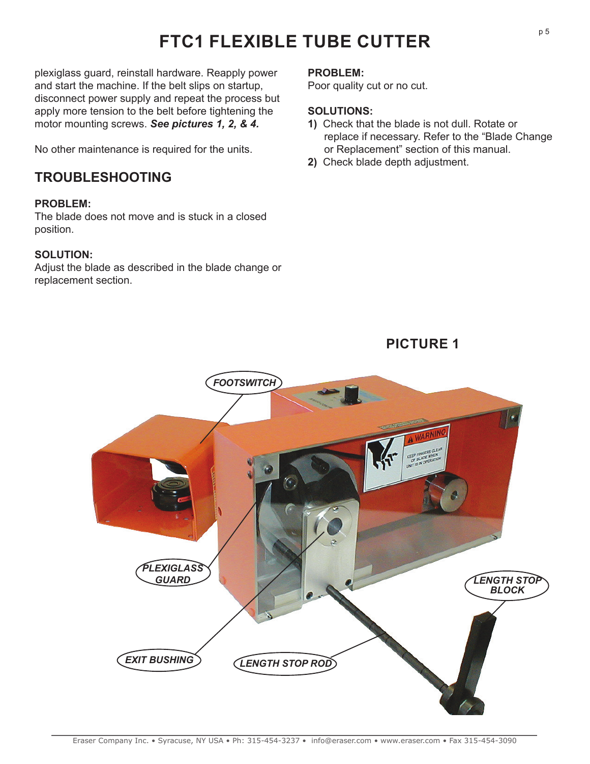plexiglass guard, reinstall hardware. Reapply power and start the machine. If the belt slips on startup, disconnect power supply and repeat the process but apply more tension to the belt before tightening the motor mounting screws. ***See pictures 1, 2, & 4.***

No other maintenance is required for the units.

## TROUBLESHOOTING

**PROBLEM:**
The blade does not move and is stuck in a closed position.

**SOLUTION:**
Adjust the blade as described in the blade change or replacement section.

**PROBLEM:**
Poor quality cut or no cut.

**SOLUTIONS:**

1) Check that the blade is not dull. Rotate or replace if necessary. Refer to the "Blade Change or Replacement" section of this manual.
2) Check blade depth adjustment.

**PICTURE 1**

*FOOTSWITCH*

*PLEXIGLASS GUARD*

*LENGTH STOP BLOCK*

*EXIT BUSHING*

*LENGTH STOP ROD*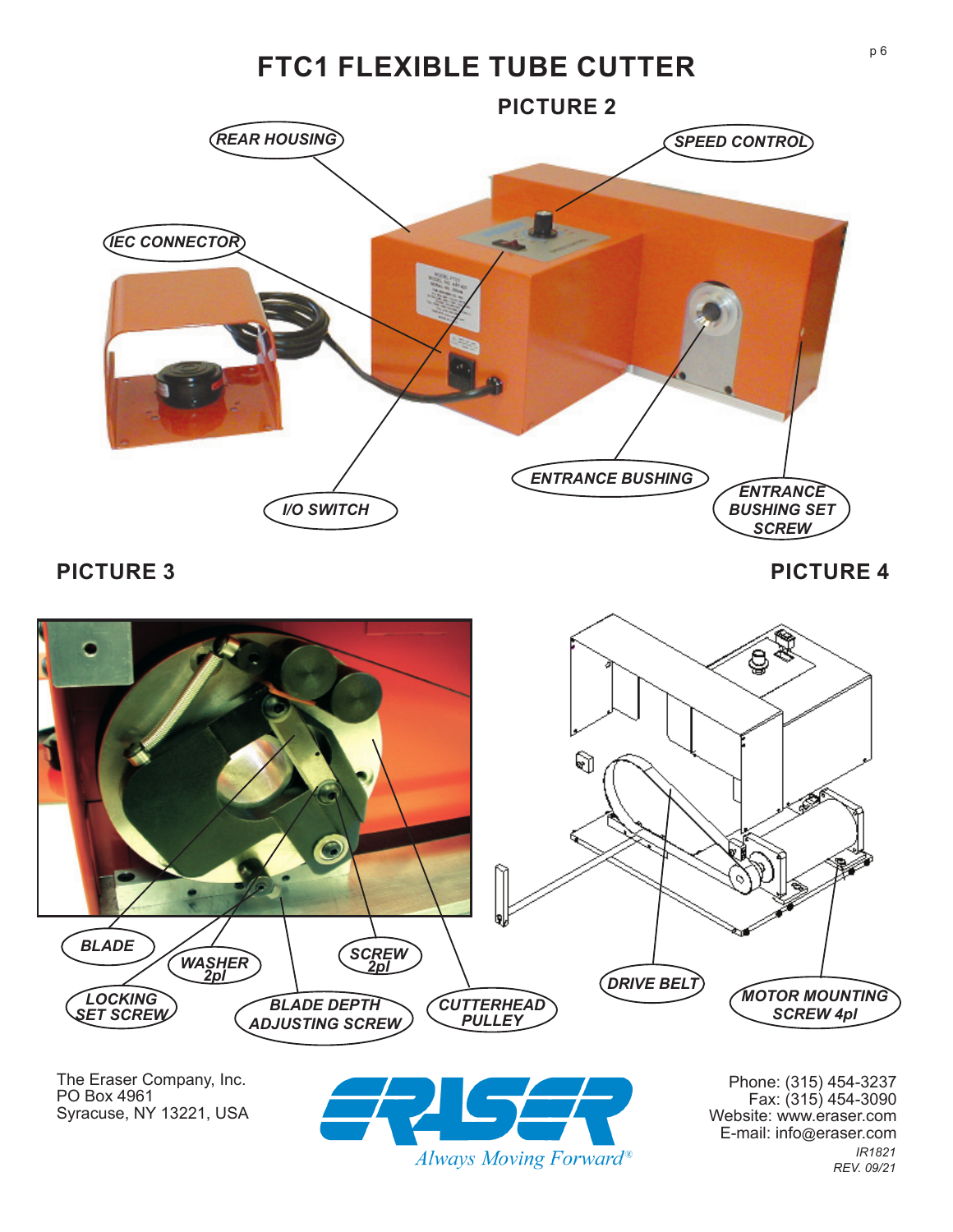# FTC1 FLEXIBLE TUBE CUTTER

## PICTURE 2

REAR HOUSING

SPEED CONTROL

IEC CONNECTOR

ENTRANCE BUSHING

ENTRANCE BUSHING SET SCREW

I/O SWITCH

## PICTURE 3

BLADE

WASHER 2pl

SCREW 2pl

LOCKING SET SCREW

BLADE DEPTH ADJUSTING SCREW

CUTTERHEAD PULLEY

## PICTURE 4

DRIVE BELT

MOTOR MOUNTING SCREW 4pl

The Eraser Company, Inc.
PO Box 4961
Syracuse, NY 13221, USA

ERASER
*Always Moving Forward®*

Phone: (315) 454-3237
Fax: (315) 454-3090
Website: www.eraser.com
E-mail: info@eraser.com

*IR1821*
*REV. 09/21*